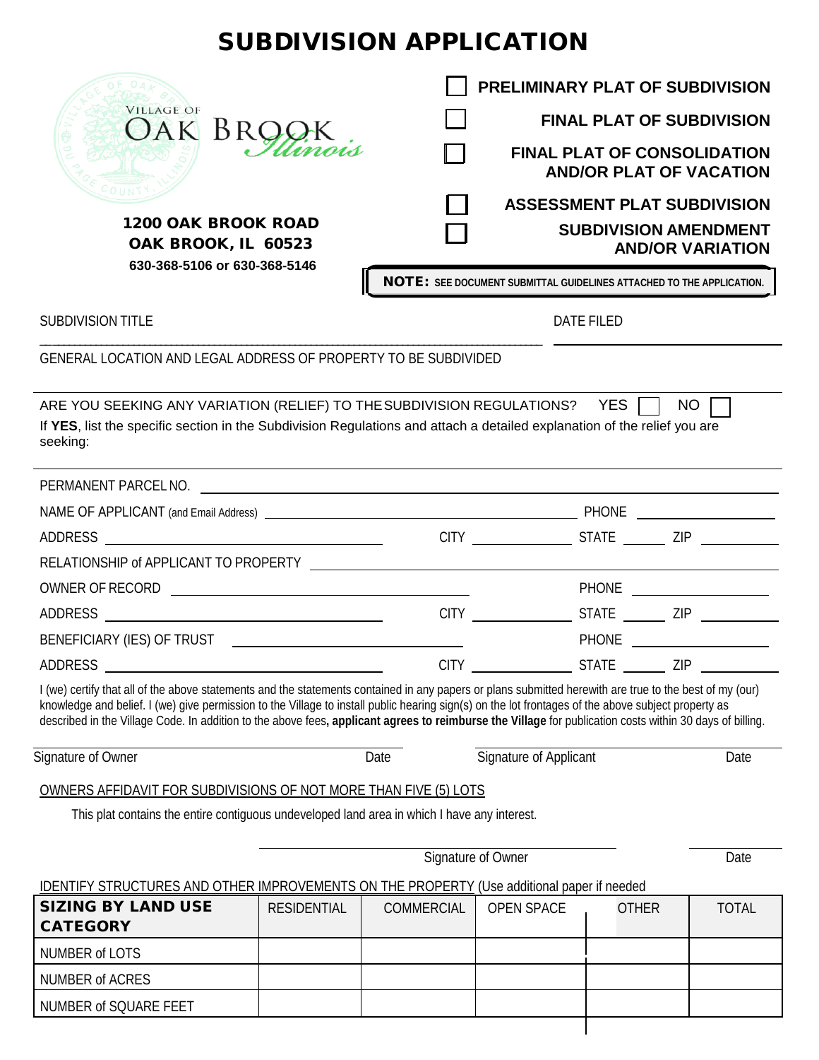# SUBDIVISION APPLICATION

VILLAGE OF OAK BROOK Illinois

**1200 OAK BROOK ROAD**
**OAK BROOK, IL 60523**
**630-368-5106 or 630-368-5146**

- ☐ **PRELIMINARY PLAT OF SUBDIVISION**
- ☐ **FINAL PLAT OF SUBDIVISION**
- ☐ **FINAL PLAT OF CONSOLIDATION AND/OR PLAT OF VACATION**
- ☐ **ASSESSMENT PLAT SUBDIVISION**
- ☐ **SUBDIVISION AMENDMENT AND/OR VARIATION**

**NOTE: SEE DOCUMENT SUBMITTAL GUIDELINES ATTACHED TO THE APPLICATION.**

SUBDIVISION TITLE ____________________ DATE FILED ____________________

GENERAL LOCATION AND LEGAL ADDRESS OF PROPERTY TO BE SUBDIVIDED

ARE YOU SEEKING ANY VARIATION (RELIEF) TO THE SUBDIVISION REGULATIONS? YES ☐ NO ☐

If **YES**, list the specific section in the Subdivision Regulations and attach a detailed explanation of the relief you are seeking:

PERMANENT PARCEL NO. ____________________

NAME OF APPLICANT (and Email Address) ____________________ PHONE ____________________

ADDRESS ____________________ CITY ____________ STATE ______ ZIP __________

RELATIONSHIP of APPLICANT TO PROPERTY ____________________

OWNER OF RECORD ____________________ PHONE ____________________

ADDRESS ____________________ CITY ____________ STATE ______ ZIP __________

BENEFICIARY (IES) OF TRUST ____________________ PHONE ____________________

ADDRESS ____________________ CITY ____________ STATE ______ ZIP __________

I (we) certify that all of the above statements and the statements contained in any papers or plans submitted herewith are true to the best of my (our) knowledge and belief. I (we) give permission to the Village to install public hearing sign(s) on the lot frontages of the above subject property as described in the Village Code. In addition to the above fees**, applicant agrees to reimburse the Village** for publication costs within 30 days of billing.

Signature of Owner ____________________ Date __________ Signature of Applicant ____________________ Date __________

OWNERS AFFIDAVIT FOR SUBDIVISIONS OF NOT MORE THAN FIVE (5) LOTS

This plat contains the entire contiguous undeveloped land area in which I have any interest.

Signature of Owner ____________________ Date __________

IDENTIFY STRUCTURES AND OTHER IMPROVEMENTS ON THE PROPERTY (Use additional paper if needed

| SIZING BY LAND USE CATEGORY | RESIDENTIAL | COMMERCIAL | OPEN SPACE | OTHER | TOTAL |
|---|---|---|---|---|---|
| NUMBER of LOTS | | | | | |
| NUMBER of ACRES | | | | | |
| NUMBER of SQUARE FEET | | | | | |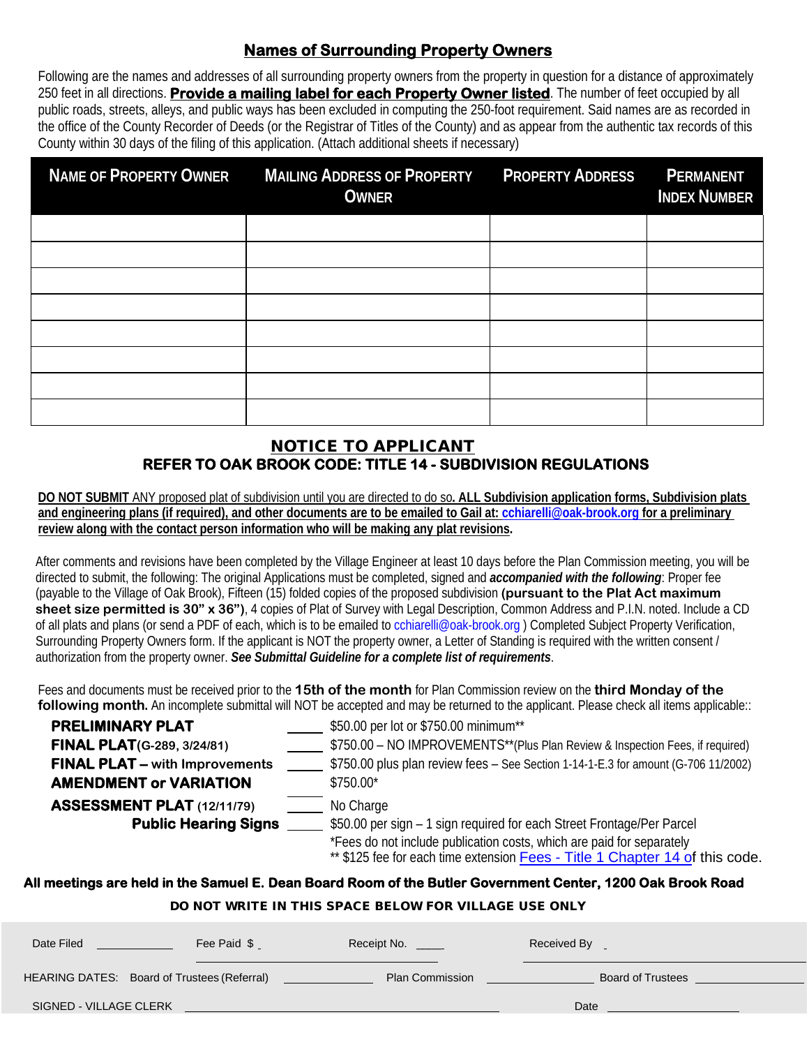## Names of Surrounding Property Owners

Following are the names and addresses of all surrounding property owners from the property in question for a distance of approximately 250 feet in all directions. **Provide a mailing label for each Property Owner listed**. The number of feet occupied by all public roads, streets, alleys, and public ways has been excluded in computing the 250-foot requirement. Said names are as recorded in the office of the County Recorder of Deeds (or the Registrar of Titles of the County) and as appear from the authentic tax records of this County within 30 days of the filing of this application. (Attach additional sheets if necessary)

| NAME OF PROPERTY OWNER | MAILING ADDRESS OF PROPERTY OWNER | PROPERTY ADDRESS | PERMANENT INDEX NUMBER |
|---|---|---|---|
| | | | |
| | | | |
| | | | |
| | | | |
| | | | |
| | | | |
| | | | |
| | | | |

## NOTICE TO APPLICANT

### REFER TO OAK BROOK CODE: TITLE 14 - SUBDIVISION REGULATIONS

**DO NOT SUBMIT** ANY proposed plat of subdivision until you are directed to do so**. ALL Subdivision application forms, Subdivision plats and engineering plans (if required), and other documents are to be emailed to Gail at: cchiarelli@oak-brook.org for a preliminary review along with the contact person information who will be making any plat revisions.**

After comments and revisions have been completed by the Village Engineer at least 10 days before the Plan Commission meeting, you will be directed to submit, the following: The original Applications must be completed, signed and ***accompanied with the following***: Proper fee (payable to the Village of Oak Brook), Fifteen (15) folded copies of the proposed subdivision **(pursuant to the Plat Act maximum sheet size permitted is 30" x 36")**, 4 copies of Plat of Survey with Legal Description, Common Address and P.I.N. noted. Include a CD of all plats and plans (or send a PDF of each, which is to be emailed to cchiarelli@oak-brook.org ) Completed Subject Property Verification, Surrounding Property Owners form. If the applicant is NOT the property owner, a Letter of Standing is required with the written consent / authorization from the property owner. ***See Submittal Guideline for a complete list of requirements***.

Fees and documents must be received prior to the **15th of the month** for Plan Commission review on the **third Monday of the following month.** An incomplete submittal will NOT be accepted and may be returned to the applicant. Please check all items applicable::

| | | |
|---|---|---|
| **PRELIMINARY PLAT** | _____ | $50.00 per lot or $750.00 minimum** |
| **FINAL PLAT** (G-289, 3/24/81) | _____ | $750.00 – NO IMPROVEMENTS**(Plus Plan Review & Inspection Fees, if required) |
| **FINAL PLAT – with Improvements** | _____ | $750.00 plus plan review fees – See Section 1-14-1-E.3 for amount (G-706 11/2002) |
| **AMENDMENT or VARIATION** | | $750.00* |
| **ASSESSMENT PLAT** (12/11/79) | _____ | No Charge |
| **Public Hearing Signs** | _____ | $50.00 per sign – 1 sign required for each Street Frontage/Per Parcel |

*Fees do not include publication costs, which are paid for separately

** $125 fee for each time extension Fees - Title 1 Chapter 14 of this code.

**All meetings are held in the Samuel E. Dean Board Room of the Butler Government Center, 1200 Oak Brook Road**

**DO NOT WRITE IN THIS SPACE BELOW FOR VILLAGE USE ONLY**

Date Filed ____________ Fee Paid $ ____ Receipt No. ____ Received By ____

HEARING DATES: Board of Trustees (Referral) ____________ Plan Commission ____________ Board of Trustees ____________

SIGNED - VILLAGE CLERK ________________________________ Date ____________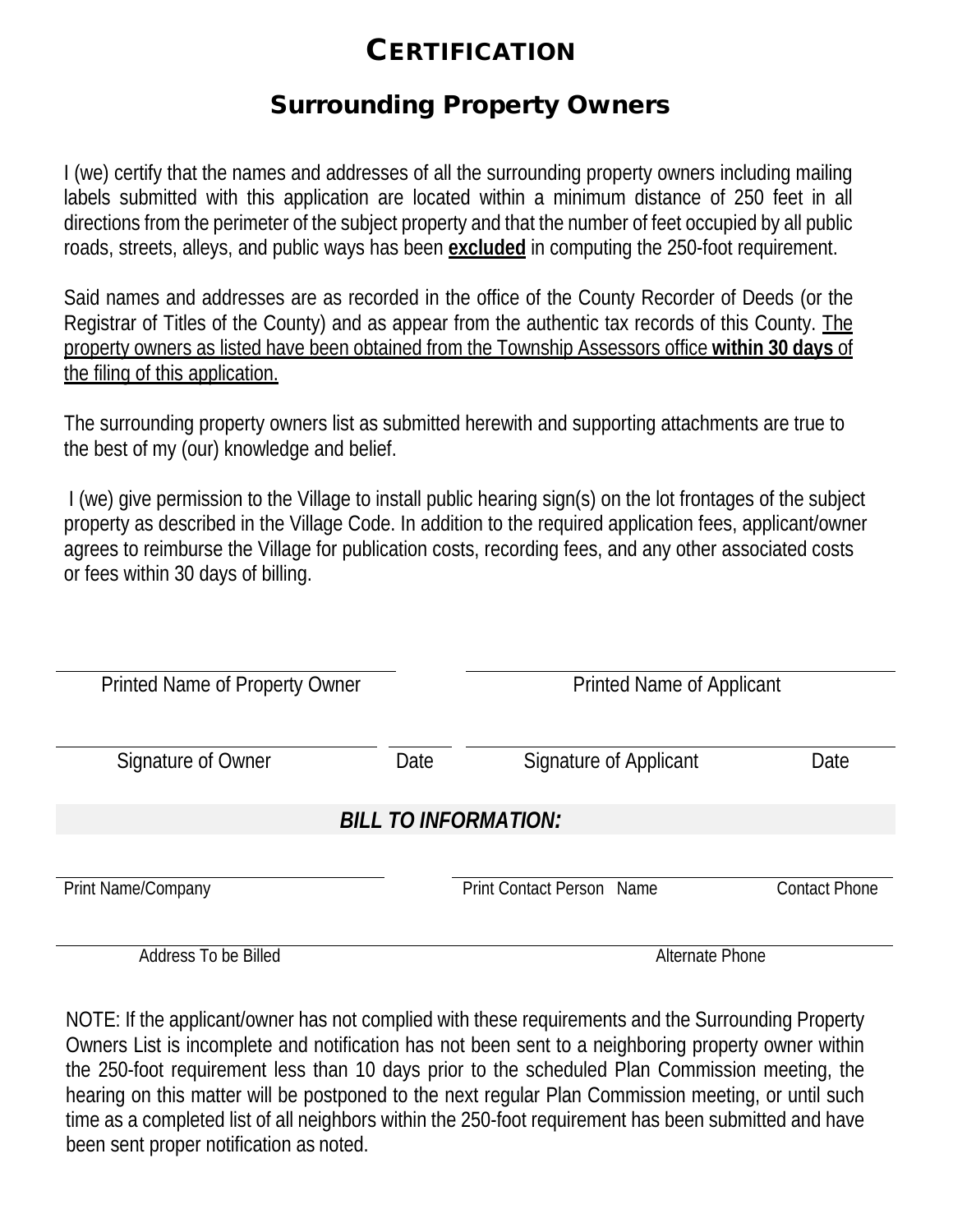# CERTIFICATION

## Surrounding Property Owners

I (we) certify that the names and addresses of all the surrounding property owners including mailing labels submitted with this application are located within a minimum distance of 250 feet in all directions from the perimeter of the subject property and that the number of feet occupied by all public roads, streets, alleys, and public ways has been **excluded** in computing the 250-foot requirement.

Said names and addresses are as recorded in the office of the County Recorder of Deeds (or the Registrar of Titles of the County) and as appear from the authentic tax records of this County. The property owners as listed have been obtained from the Township Assessors office **within 30 days** of the filing of this application.

The surrounding property owners list as submitted herewith and supporting attachments are true to the best of my (our) knowledge and belief.

I (we) give permission to the Village to install public hearing sign(s) on the lot frontages of the subject property as described in the Village Code. In addition to the required application fees, applicant/owner agrees to reimburse the Village for publication costs, recording fees, and any other associated costs or fees within 30 days of billing.

| | | | |
|---|---|---|---|
| Printed Name of Property Owner | | Printed Name of Applicant | |
| Signature of Owner | Date | Signature of Applicant | Date |

***BILL TO INFORMATION:***

| | | |
|---|---|---|
| Print Name/Company | Print Contact Person Name | Contact Phone |
| Address To be Billed | | Alternate Phone |

NOTE: If the applicant/owner has not complied with these requirements and the Surrounding Property Owners List is incomplete and notification has not been sent to a neighboring property owner within the 250-foot requirement less than 10 days prior to the scheduled Plan Commission meeting, the hearing on this matter will be postponed to the next regular Plan Commission meeting, or until such time as a completed list of all neighbors within the 250-foot requirement has been submitted and have been sent proper notification as noted.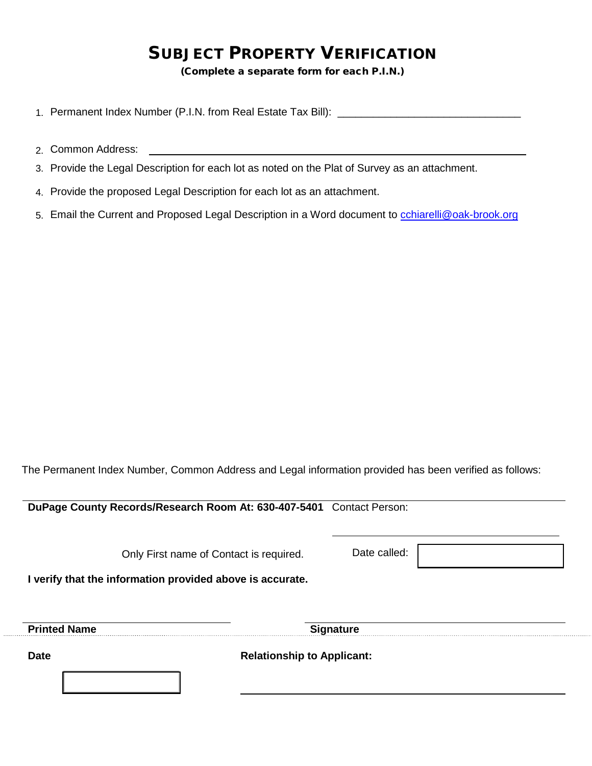# SUBJECT PROPERTY VERIFICATION

**(Complete a separate form for each P.I.N.)**

1. Permanent Index Number (P.I.N. from Real Estate Tax Bill): _______________________________
2. Common Address: _______________________________
3. Provide the Legal Description for each lot as noted on the Plat of Survey as an attachment.
4. Provide the proposed Legal Description for each lot as an attachment.
5. Email the Current and Proposed Legal Description in a Word document to cchiarelli@oak-brook.org

The Permanent Index Number, Common Address and Legal information provided has been verified as follows:

**DuPage County Records/Research Room At: 630-407-5401** Contact Person: _______________________________

Only First name of Contact is required. Date called: ____________

**I verify that the information provided above is accurate.**

_______________________________ _______________________________

**Printed Name** **Signature**

**Date** ____________ **Relationship to Applicant:** _______________________________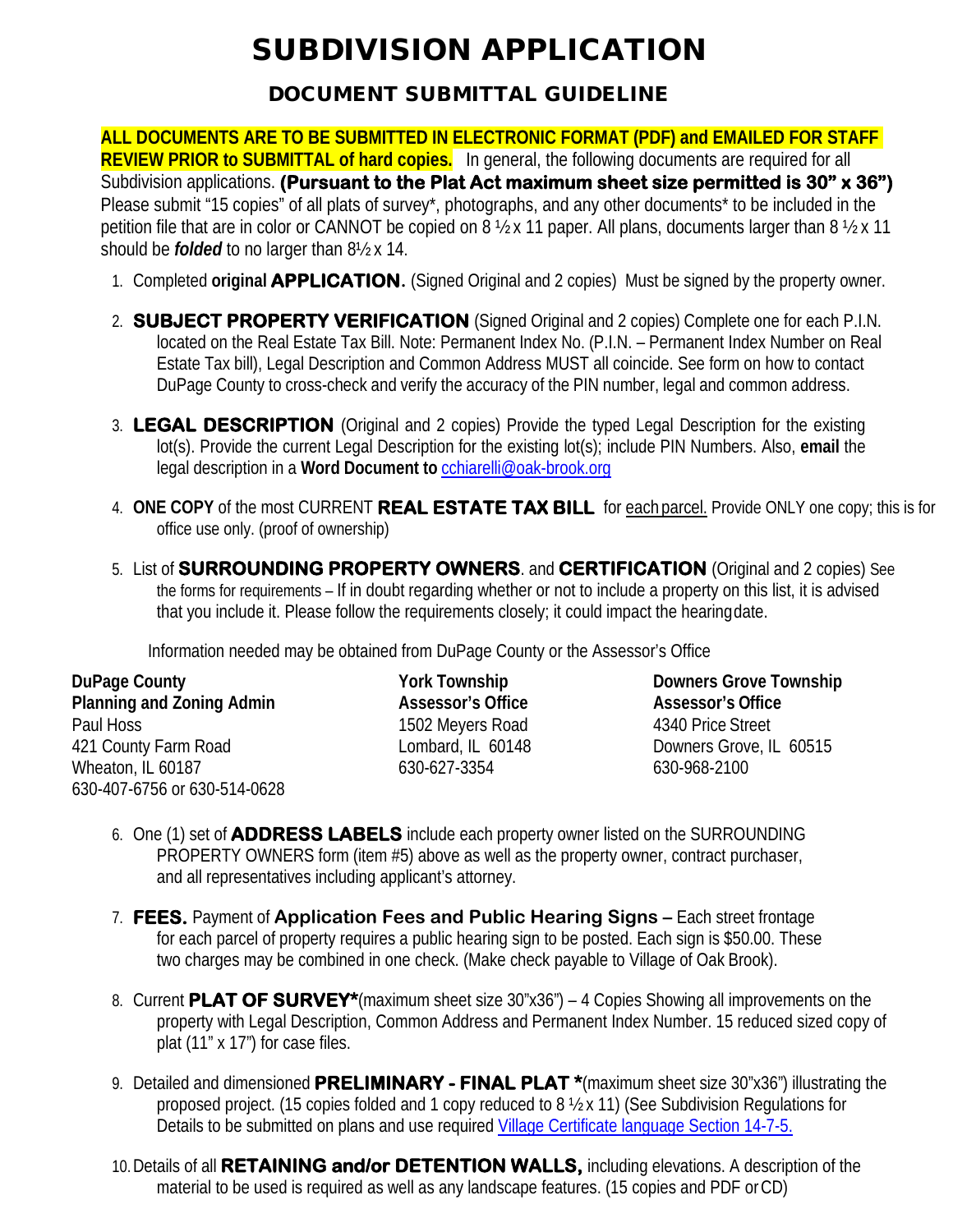# SUBDIVISION APPLICATION

## DOCUMENT SUBMITTAL GUIDELINE

**ALL DOCUMENTS ARE TO BE SUBMITTED IN ELECTRONIC FORMAT (PDF) and EMAILED FOR STAFF REVIEW PRIOR to SUBMITTAL of hard copies.** In general, the following documents are required for all Subdivision applications. **(Pursuant to the Plat Act maximum sheet size permitted is 30" x 36")** Please submit "15 copies" of all plats of survey*, photographs, and any other documents* to be included in the petition file that are in color or CANNOT be copied on 8 ½ x 11 paper. All plans, documents larger than 8 ½ x 11 should be ***folded*** to no larger than 8½ x 14.

1. Completed **original APPLICATION.** (Signed Original and 2 copies) Must be signed by the property owner.

2. **SUBJECT PROPERTY VERIFICATION** (Signed Original and 2 copies) Complete one for each P.I.N. located on the Real Estate Tax Bill. Note: Permanent Index No. (P.I.N. – Permanent Index Number on Real Estate Tax bill), Legal Description and Common Address MUST all coincide. See form on how to contact DuPage County to cross-check and verify the accuracy of the PIN number, legal and common address.

3. **LEGAL DESCRIPTION** (Original and 2 copies) Provide the typed Legal Description for the existing lot(s). Provide the current Legal Description for the existing lot(s); include PIN Numbers. Also, **email** the legal description in a **Word Document to** cchiarelli@oak-brook.org

4. **ONE COPY** of the most CURRENT **REAL ESTATE TAX BILL** for each parcel. Provide ONLY one copy; this is for office use only. (proof of ownership)

5. List of **SURROUNDING PROPERTY OWNERS**. and **CERTIFICATION** (Original and 2 copies) See the forms for requirements – If in doubt regarding whether or not to include a property on this list, it is advised that you include it. Please follow the requirements closely; it could impact the hearing date.

   Information needed may be obtained from DuPage County or the Assessor's Office

**DuPage County**
**Planning and Zoning Admin**
Paul Hoss
421 County Farm Road
Wheaton, IL 60187
630-407-6756 or 630-514-0628

**York Township**
**Assessor's Office**
1502 Meyers Road
Lombard, IL 60148
630-627-3354

**Downers Grove Township**
**Assessor's Office**
4340 Price Street
Downers Grove, IL 60515
630-968-2100

6. One (1) set of **ADDRESS LABELS** include each property owner listed on the SURROUNDING PROPERTY OWNERS form (item #5) above as well as the property owner, contract purchaser, and all representatives including applicant's attorney.

7. **FEES.** Payment of **Application Fees and Public Hearing Signs –** Each street frontage for each parcel of property requires a public hearing sign to be posted. Each sign is $50.00. These two charges may be combined in one check. (Make check payable to Village of Oak Brook).

8. Current **PLAT OF SURVEY*** (maximum sheet size 30"x36") – 4 Copies Showing all improvements on the property with Legal Description, Common Address and Permanent Index Number. 15 reduced sized copy of plat (11" x 17") for case files.

9. Detailed and dimensioned **PRELIMINARY - FINAL PLAT *** (maximum sheet size 30"x36") illustrating the proposed project. (15 copies folded and 1 copy reduced to 8 ½ x 11) (See Subdivision Regulations for Details to be submitted on plans and use required Village Certificate language Section 14-7-5.

10. Details of all **RETAINING and/or DETENTION WALLS,** including elevations. A description of the material to be used is required as well as any landscape features. (15 copies and PDF or CD)